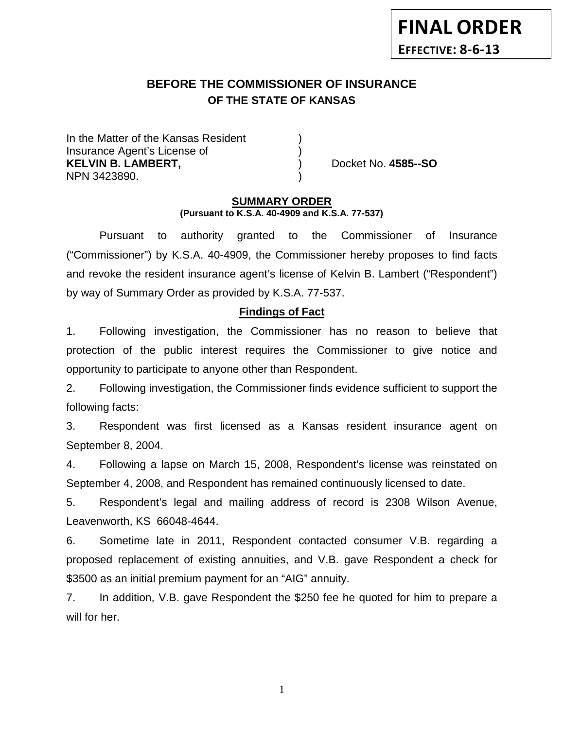**FINAL ORDER**

**EFFECTIVE: 8-6-13**

## BEFORE THE COMMISSIONER OF INSURANCE
### OF THE STATE OF KANSAS

In the Matter of the Kansas Resident )
Insurance Agent's License of )
**KELVIN B. LAMBERT,** ) Docket No. **4585--SO**
NPN 3423890. )

**SUMMARY ORDER**
**(Pursuant to K.S.A. 40-4909 and K.S.A. 77-537)**

Pursuant to authority granted to the Commissioner of Insurance ("Commissioner") by K.S.A. 40-4909, the Commissioner hereby proposes to find facts and revoke the resident insurance agent's license of Kelvin B. Lambert ("Respondent") by way of Summary Order as provided by K.S.A. 77-537.

**Findings of Fact**

1. Following investigation, the Commissioner has no reason to believe that protection of the public interest requires the Commissioner to give notice and opportunity to participate to anyone other than Respondent.

2. Following investigation, the Commissioner finds evidence sufficient to support the following facts:

3. Respondent was first licensed as a Kansas resident insurance agent on September 8, 2004.

4. Following a lapse on March 15, 2008, Respondent's license was reinstated on September 4, 2008, and Respondent has remained continuously licensed to date.

5. Respondent's legal and mailing address of record is 2308 Wilson Avenue, Leavenworth, KS 66048-4644.

6. Sometime late in 2011, Respondent contacted consumer V.B. regarding a proposed replacement of existing annuities, and V.B. gave Respondent a check for $3500 as an initial premium payment for an "AIG" annuity.

7. In addition, V.B. gave Respondent the $250 fee he quoted for him to prepare a will for her.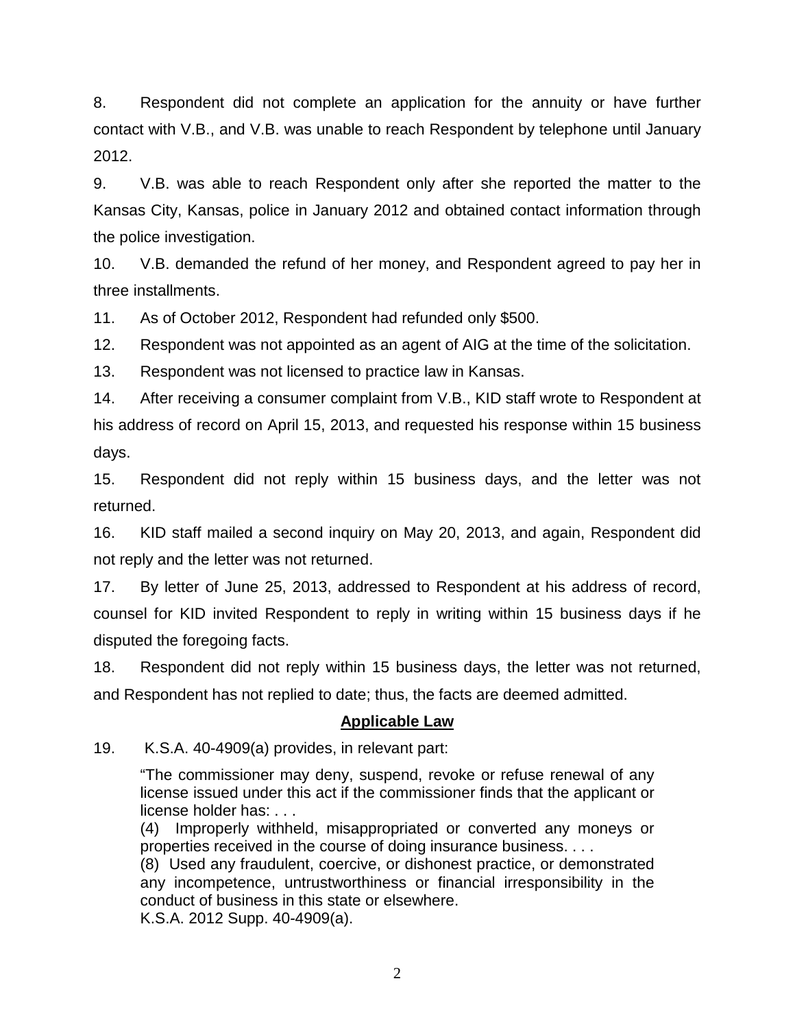8. Respondent did not complete an application for the annuity or have further contact with V.B., and V.B. was unable to reach Respondent by telephone until January 2012.

9. V.B. was able to reach Respondent only after she reported the matter to the Kansas City, Kansas, police in January 2012 and obtained contact information through the police investigation.

10. V.B. demanded the refund of her money, and Respondent agreed to pay her in three installments.

11. As of October 2012, Respondent had refunded only $500.

12. Respondent was not appointed as an agent of AIG at the time of the solicitation.

13. Respondent was not licensed to practice law in Kansas.

14. After receiving a consumer complaint from V.B., KID staff wrote to Respondent at his address of record on April 15, 2013, and requested his response within 15 business days.

15. Respondent did not reply within 15 business days, and the letter was not returned.

16. KID staff mailed a second inquiry on May 20, 2013, and again, Respondent did not reply and the letter was not returned.

17. By letter of June 25, 2013, addressed to Respondent at his address of record, counsel for KID invited Respondent to reply in writing within 15 business days if he disputed the foregoing facts.

18. Respondent did not reply within 15 business days, the letter was not returned, and Respondent has not replied to date; thus, the facts are deemed admitted.

## **Applicable Law**

19. K.S.A. 40-4909(a) provides, in relevant part:

> "The commissioner may deny, suspend, revoke or refuse renewal of any license issued under this act if the commissioner finds that the applicant or license holder has: . . .
> (4) Improperly withheld, misappropriated or converted any moneys or properties received in the course of doing insurance business. . . .
> (8) Used any fraudulent, coercive, or dishonest practice, or demonstrated any incompetence, untrustworthiness or financial irresponsibility in the conduct of business in this state or elsewhere.
> K.S.A. 2012 Supp. 40-4909(a).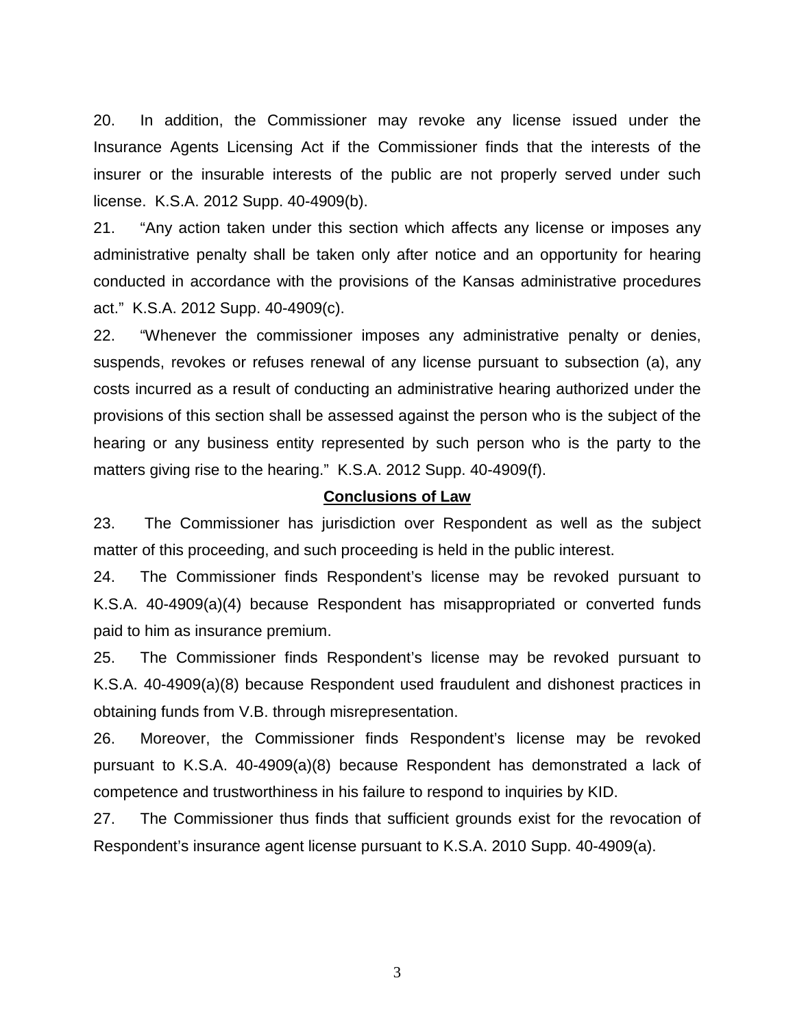20. In addition, the Commissioner may revoke any license issued under the Insurance Agents Licensing Act if the Commissioner finds that the interests of the insurer or the insurable interests of the public are not properly served under such license. K.S.A. 2012 Supp. 40-4909(b).

21. "Any action taken under this section which affects any license or imposes any administrative penalty shall be taken only after notice and an opportunity for hearing conducted in accordance with the provisions of the Kansas administrative procedures act." K.S.A. 2012 Supp. 40-4909(c).

22. "Whenever the commissioner imposes any administrative penalty or denies, suspends, revokes or refuses renewal of any license pursuant to subsection (a), any costs incurred as a result of conducting an administrative hearing authorized under the provisions of this section shall be assessed against the person who is the subject of the hearing or any business entity represented by such person who is the party to the matters giving rise to the hearing." K.S.A. 2012 Supp. 40-4909(f).

**Conclusions of Law**

23. The Commissioner has jurisdiction over Respondent as well as the subject matter of this proceeding, and such proceeding is held in the public interest.

24. The Commissioner finds Respondent's license may be revoked pursuant to K.S.A. 40-4909(a)(4) because Respondent has misappropriated or converted funds paid to him as insurance premium.

25. The Commissioner finds Respondent's license may be revoked pursuant to K.S.A. 40-4909(a)(8) because Respondent used fraudulent and dishonest practices in obtaining funds from V.B. through misrepresentation.

26. Moreover, the Commissioner finds Respondent's license may be revoked pursuant to K.S.A. 40-4909(a)(8) because Respondent has demonstrated a lack of competence and trustworthiness in his failure to respond to inquiries by KID.

27. The Commissioner thus finds that sufficient grounds exist for the revocation of Respondent's insurance agent license pursuant to K.S.A. 2010 Supp. 40-4909(a).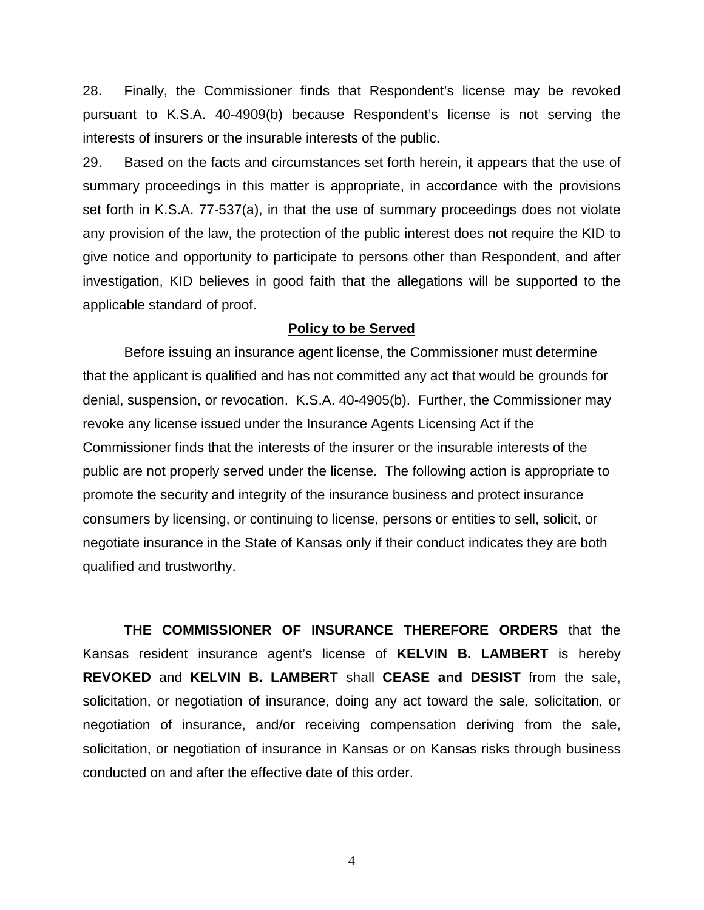28. Finally, the Commissioner finds that Respondent's license may be revoked pursuant to K.S.A. 40-4909(b) because Respondent's license is not serving the interests of insurers or the insurable interests of the public.

29. Based on the facts and circumstances set forth herein, it appears that the use of summary proceedings in this matter is appropriate, in accordance with the provisions set forth in K.S.A. 77-537(a), in that the use of summary proceedings does not violate any provision of the law, the protection of the public interest does not require the KID to give notice and opportunity to participate to persons other than Respondent, and after investigation, KID believes in good faith that the allegations will be supported to the applicable standard of proof.

## Policy to be Served

Before issuing an insurance agent license, the Commissioner must determine that the applicant is qualified and has not committed any act that would be grounds for denial, suspension, or revocation. K.S.A. 40-4905(b). Further, the Commissioner may revoke any license issued under the Insurance Agents Licensing Act if the Commissioner finds that the interests of the insurer or the insurable interests of the public are not properly served under the license. The following action is appropriate to promote the security and integrity of the insurance business and protect insurance consumers by licensing, or continuing to license, persons or entities to sell, solicit, or negotiate insurance in the State of Kansas only if their conduct indicates they are both qualified and trustworthy.

**THE COMMISSIONER OF INSURANCE THEREFORE ORDERS** that the Kansas resident insurance agent's license of **KELVIN B. LAMBERT** is hereby **REVOKED** and **KELVIN B. LAMBERT** shall **CEASE and DESIST** from the sale, solicitation, or negotiation of insurance, doing any act toward the sale, solicitation, or negotiation of insurance, and/or receiving compensation deriving from the sale, solicitation, or negotiation of insurance in Kansas or on Kansas risks through business conducted on and after the effective date of this order.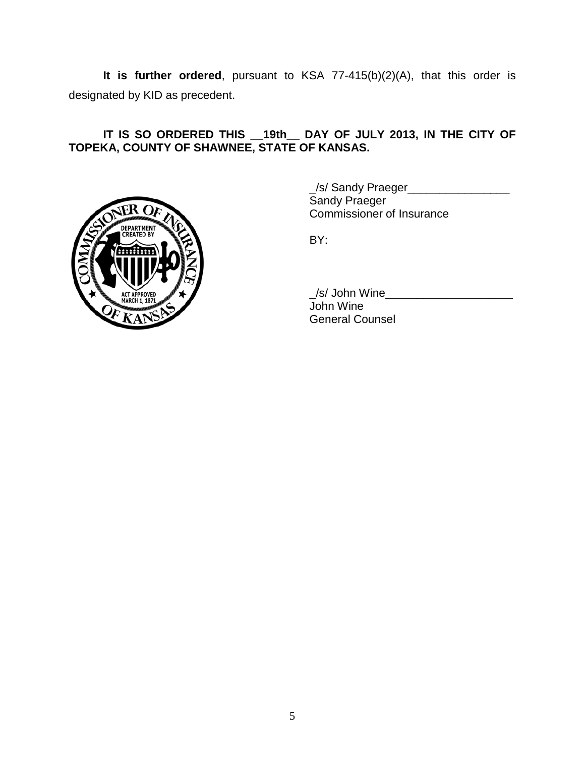**It is further ordered**, pursuant to KSA 77-415(b)(2)(A), that this order is designated by KID as precedent.

**IT IS SO ORDERED THIS \_\_19th\_\_ DAY OF JULY 2013, IN THE CITY OF TOPEKA, COUNTY OF SHAWNEE, STATE OF KANSAS.**

_/s/ Sandy Praeger________________
Sandy Praeger
Commissioner of Insurance

BY:

_/s/ John Wine____________________
John Wine
General Counsel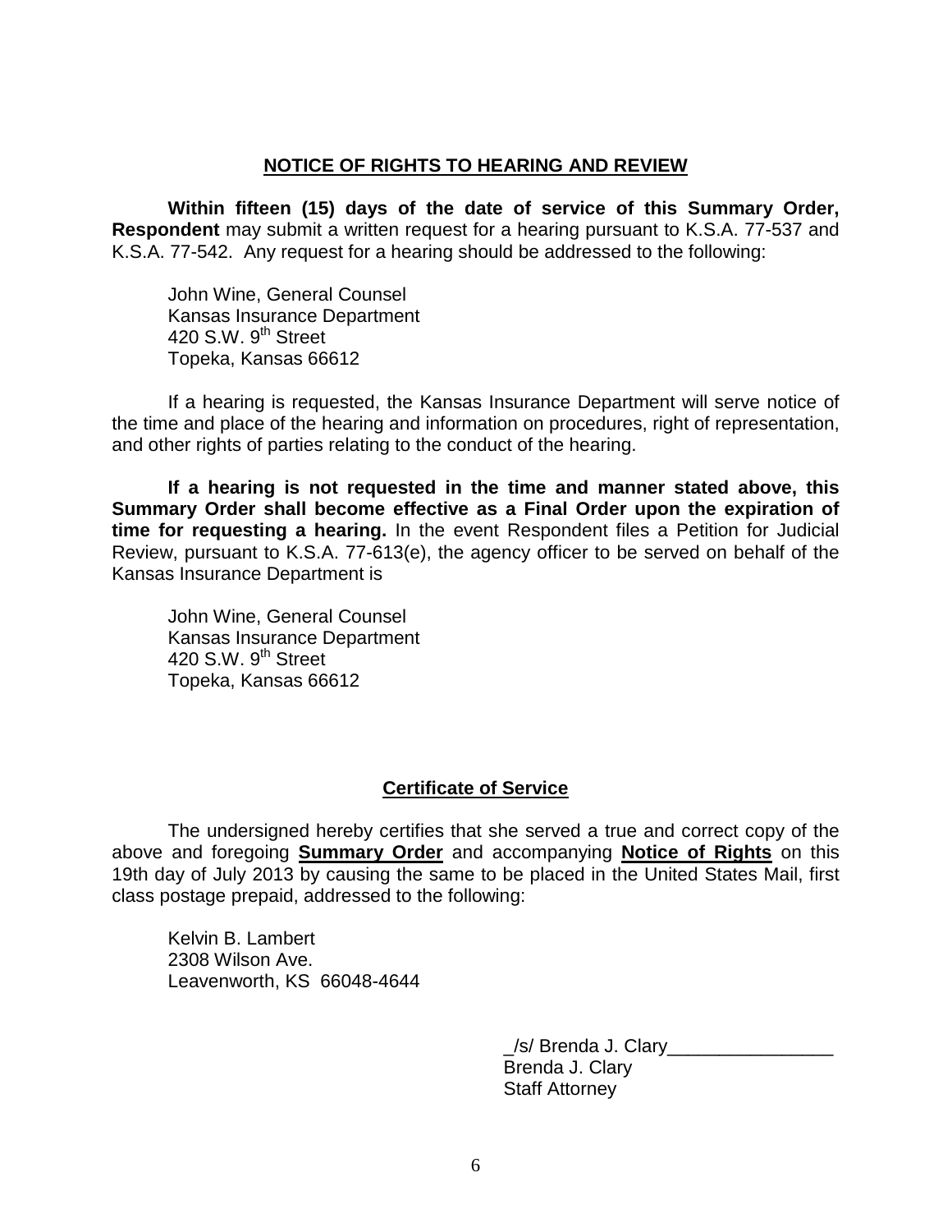## NOTICE OF RIGHTS TO HEARING AND REVIEW

**Within fifteen (15) days of the date of service of this Summary Order, Respondent** may submit a written request for a hearing pursuant to K.S.A. 77-537 and K.S.A. 77-542. Any request for a hearing should be addressed to the following:

John Wine, General Counsel
Kansas Insurance Department
420 S.W. 9th Street
Topeka, Kansas 66612

If a hearing is requested, the Kansas Insurance Department will serve notice of the time and place of the hearing and information on procedures, right of representation, and other rights of parties relating to the conduct of the hearing.

**If a hearing is not requested in the time and manner stated above, this Summary Order shall become effective as a Final Order upon the expiration of time for requesting a hearing.** In the event Respondent files a Petition for Judicial Review, pursuant to K.S.A. 77-613(e), the agency officer to be served on behalf of the Kansas Insurance Department is

John Wine, General Counsel
Kansas Insurance Department
420 S.W. 9th Street
Topeka, Kansas 66612

## Certificate of Service

The undersigned hereby certifies that she served a true and correct copy of the above and foregoing **Summary Order** and accompanying **Notice of Rights** on this 19th day of July 2013 by causing the same to be placed in the United States Mail, first class postage prepaid, addressed to the following:

Kelvin B. Lambert
2308 Wilson Ave.
Leavenworth, KS 66048-4644

_/s/ Brenda J. Clary________________
Brenda J. Clary
Staff Attorney